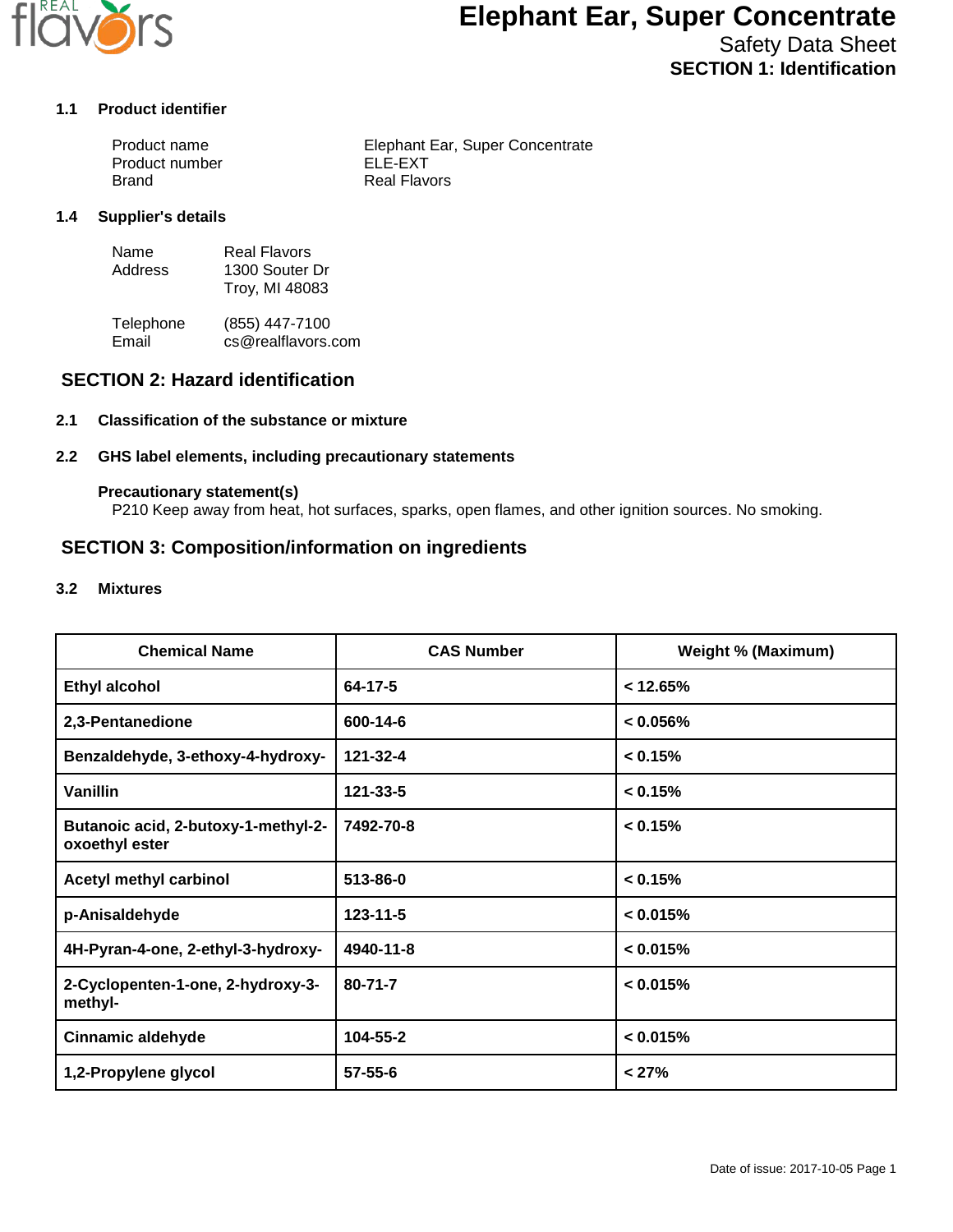# Elephant Ear, Super Concentrate

Safety Data Sheet

**SECTION 1: Identification**

### 1.1 Product identifier

| | |
|---|---|
| Product name | Elephant Ear, Super Concentrate |
| Product number | ELE-EXT |
| Brand | Real Flavors |

### 1.4 Supplier's details

| | |
|---|---|
| Name | Real Flavors |
| Address | 1300 Souter Dr<br>Troy, MI 48083 |
| Telephone | (855) 447-7100 |
| Email | cs@realflavors.com |

## SECTION 2: Hazard identification

### 2.1 Classification of the substance or mixture

### 2.2 GHS label elements, including precautionary statements

**Precautionary statement(s)**

P210 Keep away from heat, hot surfaces, sparks, open flames, and other ignition sources. No smoking.

## SECTION 3: Composition/information on ingredients

### 3.2 Mixtures

| Chemical Name | CAS Number | Weight % (Maximum) |
|---|---|---|
| Ethyl alcohol | 64-17-5 | < 12.65% |
| 2,3-Pentanedione | 600-14-6 | < 0.056% |
| Benzaldehyde, 3-ethoxy-4-hydroxy- | 121-32-4 | < 0.15% |
| Vanillin | 121-33-5 | < 0.15% |
| Butanoic acid, 2-butoxy-1-methyl-2-oxoethyl ester | 7492-70-8 | < 0.15% |
| Acetyl methyl carbinol | 513-86-0 | < 0.15% |
| p-Anisaldehyde | 123-11-5 | < 0.015% |
| 4H-Pyran-4-one, 2-ethyl-3-hydroxy- | 4940-11-8 | < 0.015% |
| 2-Cyclopenten-1-one, 2-hydroxy-3-methyl- | 80-71-7 | < 0.015% |
| Cinnamic aldehyde | 104-55-2 | < 0.015% |
| 1,2-Propylene glycol | 57-55-6 | < 27% |

Date of issue: 2017-10-05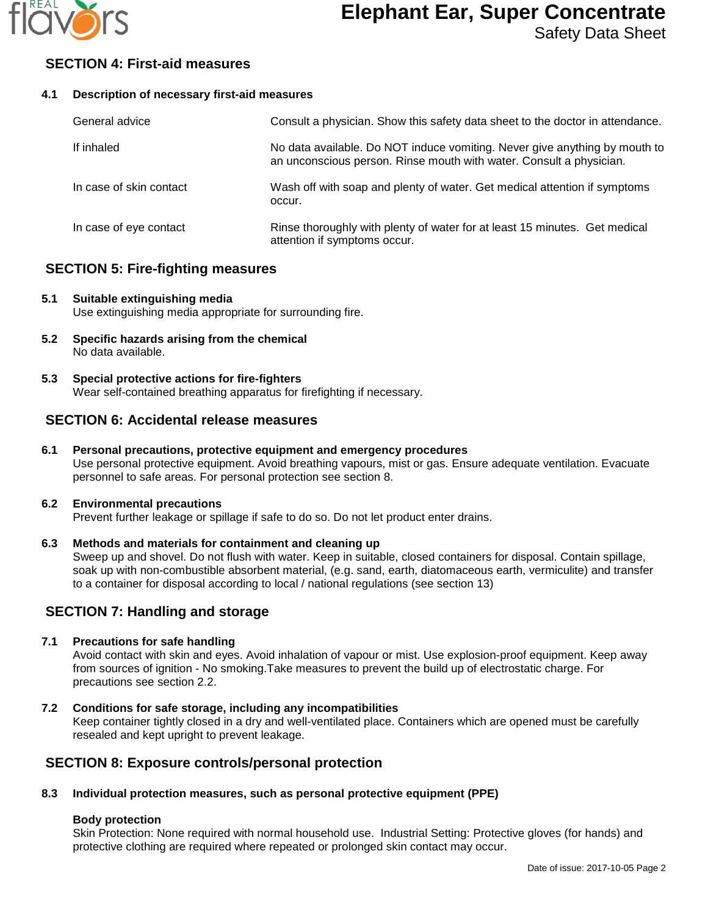## SECTION 4: First-aid measures

### 4.1 Description of necessary first-aid measures

| | |
|---|---|
| General advice | Consult a physician. Show this safety data sheet to the doctor in attendance. |
| If inhaled | No data available. Do NOT induce vomiting. Never give anything by mouth to an unconscious person. Rinse mouth with water. Consult a physician. |
| In case of skin contact | Wash off with soap and plenty of water. Get medical attention if symptoms occur. |
| In case of eye contact | Rinse thoroughly with plenty of water for at least 15 minutes. Get medical attention if symptoms occur. |

## SECTION 5: Fire-fighting measures

### 5.1 Suitable extinguishing media
Use extinguishing media appropriate for surrounding fire.

### 5.2 Specific hazards arising from the chemical
No data available.

### 5.3 Special protective actions for fire-fighters
Wear self-contained breathing apparatus for firefighting if necessary.

## SECTION 6: Accidental release measures

### 6.1 Personal precautions, protective equipment and emergency procedures
Use personal protective equipment. Avoid breathing vapours, mist or gas. Ensure adequate ventilation. Evacuate personnel to safe areas. For personal protection see section 8.

### 6.2 Environmental precautions
Prevent further leakage or spillage if safe to do so. Do not let product enter drains.

### 6.3 Methods and materials for containment and cleaning up
Sweep up and shovel. Do not flush with water. Keep in suitable, closed containers for disposal. Contain spillage, soak up with non-combustible absorbent material, (e.g. sand, earth, diatomaceous earth, vermiculite) and transfer to a container for disposal according to local / national regulations (see section 13)

## SECTION 7: Handling and storage

### 7.1 Precautions for safe handling
Avoid contact with skin and eyes. Avoid inhalation of vapour or mist. Use explosion-proof equipment. Keep away from sources of ignition - No smoking.Take measures to prevent the build up of electrostatic charge. For precautions see section 2.2.

### 7.2 Conditions for safe storage, including any incompatibilities
Keep container tightly closed in a dry and well-ventilated place. Containers which are opened must be carefully resealed and kept upright to prevent leakage.

## SECTION 8: Exposure controls/personal protection

### 8.3 Individual protection measures, such as personal protective equipment (PPE)

**Body protection**
Skin Protection: None required with normal household use. Industrial Setting: Protective gloves (for hands) and protective clothing are required where repeated or prolonged skin contact may occur.

Date of issue: 2017-10-05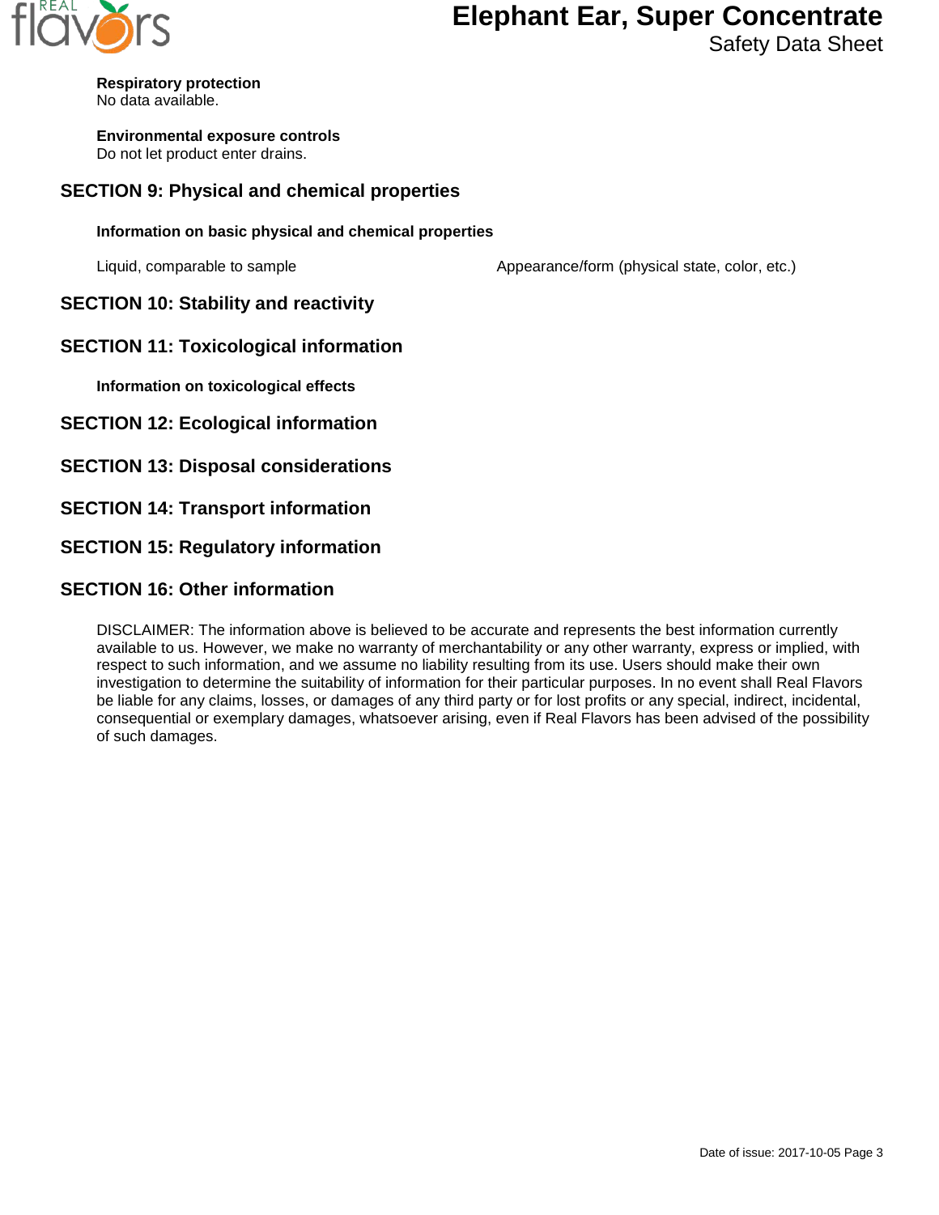**Respiratory protection**
No data available.

**Environmental exposure controls**
Do not let product enter drains.

## SECTION 9: Physical and chemical properties

**Information on basic physical and chemical properties**

| | |
|---|---|
| Liquid, comparable to sample | Appearance/form (physical state, color, etc.) |

## SECTION 10: Stability and reactivity

## SECTION 11: Toxicological information

**Information on toxicological effects**

## SECTION 12: Ecological information

## SECTION 13: Disposal considerations

## SECTION 14: Transport information

## SECTION 15: Regulatory information

## SECTION 16: Other information

DISCLAIMER: The information above is believed to be accurate and represents the best information currently available to us. However, we make no warranty of merchantability or any other warranty, express or implied, with respect to such information, and we assume no liability resulting from its use. Users should make their own investigation to determine the suitability of information for their particular purposes. In no event shall Real Flavors be liable for any claims, losses, or damages of any third party or for lost profits or any special, indirect, incidental, consequential or exemplary damages, whatsoever arising, even if Real Flavors has been advised of the possibility of such damages.

Date of issue: 2017-10-05